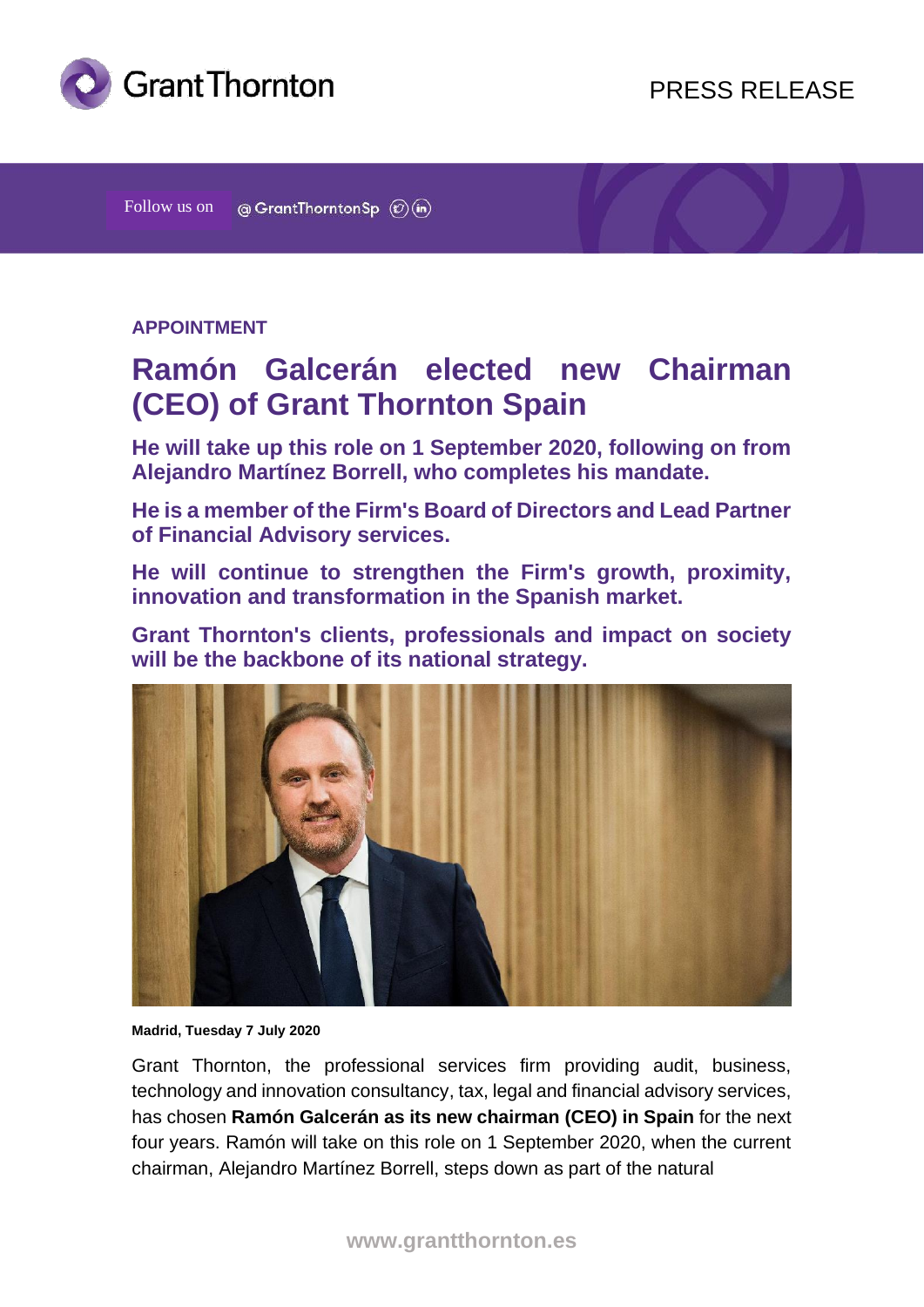PRESS RELEASE

Follow us on @GrantThorntonSp

**APPOINTMENT**

# Ramón Galcerán elected new Chairman (CEO) of Grant Thornton Spain

**He will take up this role on 1 September 2020, following on from Alejandro Martínez Borrell, who completes his mandate.**

**He is a member of the Firm's Board of Directors and Lead Partner of Financial Advisory services.**

**He will continue to strengthen the Firm's growth, proximity, innovation and transformation in the Spanish market.**

**Grant Thornton's clients, professionals and impact on society will be the backbone of its national strategy.**

**Madrid, Tuesday 7 July 2020**

Grant Thornton, the professional services firm providing audit, business, technology and innovation consultancy, tax, legal and financial advisory services, has chosen **Ramón Galcerán as its new chairman (CEO) in Spain** for the next four years. Ramón will take on this role on 1 September 2020, when the current chairman, Alejandro Martínez Borrell, steps down as part of the natural

www.grantthornton.es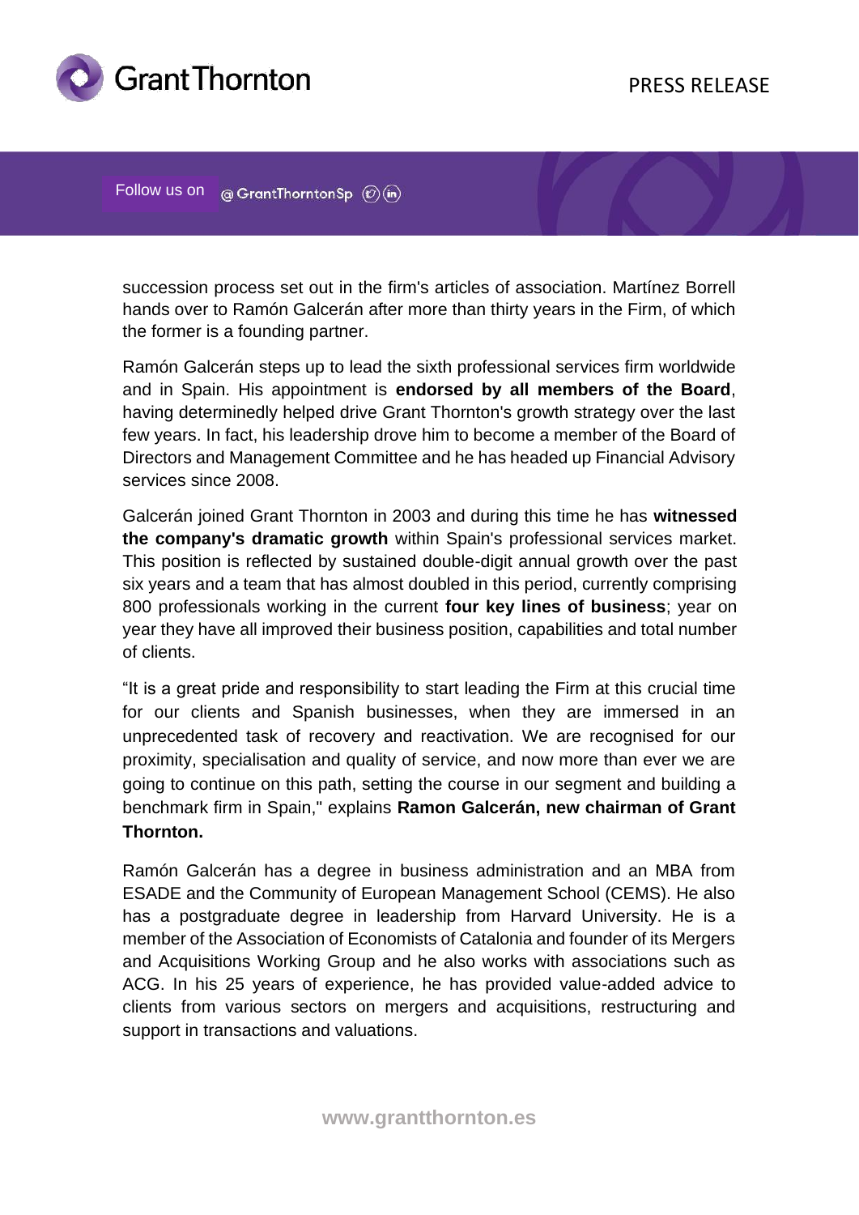succession process set out in the firm's articles of association. Martínez Borrell hands over to Ramón Galcerán after more than thirty years in the Firm, of which the former is a founding partner.

Ramón Galcerán steps up to lead the sixth professional services firm worldwide and in Spain. His appointment is **endorsed by all members of the Board**, having determinedly helped drive Grant Thornton's growth strategy over the last few years. In fact, his leadership drove him to become a member of the Board of Directors and Management Committee and he has headed up Financial Advisory services since 2008.

Galcerán joined Grant Thornton in 2003 and during this time he has **witnessed the company's dramatic growth** within Spain's professional services market. This position is reflected by sustained double-digit annual growth over the past six years and a team that has almost doubled in this period, currently comprising 800 professionals working in the current **four key lines of business**; year on year they have all improved their business position, capabilities and total number of clients.

"It is a great pride and responsibility to start leading the Firm at this crucial time for our clients and Spanish businesses, when they are immersed in an unprecedented task of recovery and reactivation. We are recognised for our proximity, specialisation and quality of service, and now more than ever we are going to continue on this path, setting the course in our segment and building a benchmark firm in Spain," explains **Ramon Galcerán, new chairman of Grant Thornton.**

Ramón Galcerán has a degree in business administration and an MBA from ESADE and the Community of European Management School (CEMS). He also has a postgraduate degree in leadership from Harvard University. He is a member of the Association of Economists of Catalonia and founder of its Mergers and Acquisitions Working Group and he also works with associations such as ACG. In his 25 years of experience, he has provided value-added advice to clients from various sectors on mergers and acquisitions, restructuring and support in transactions and valuations.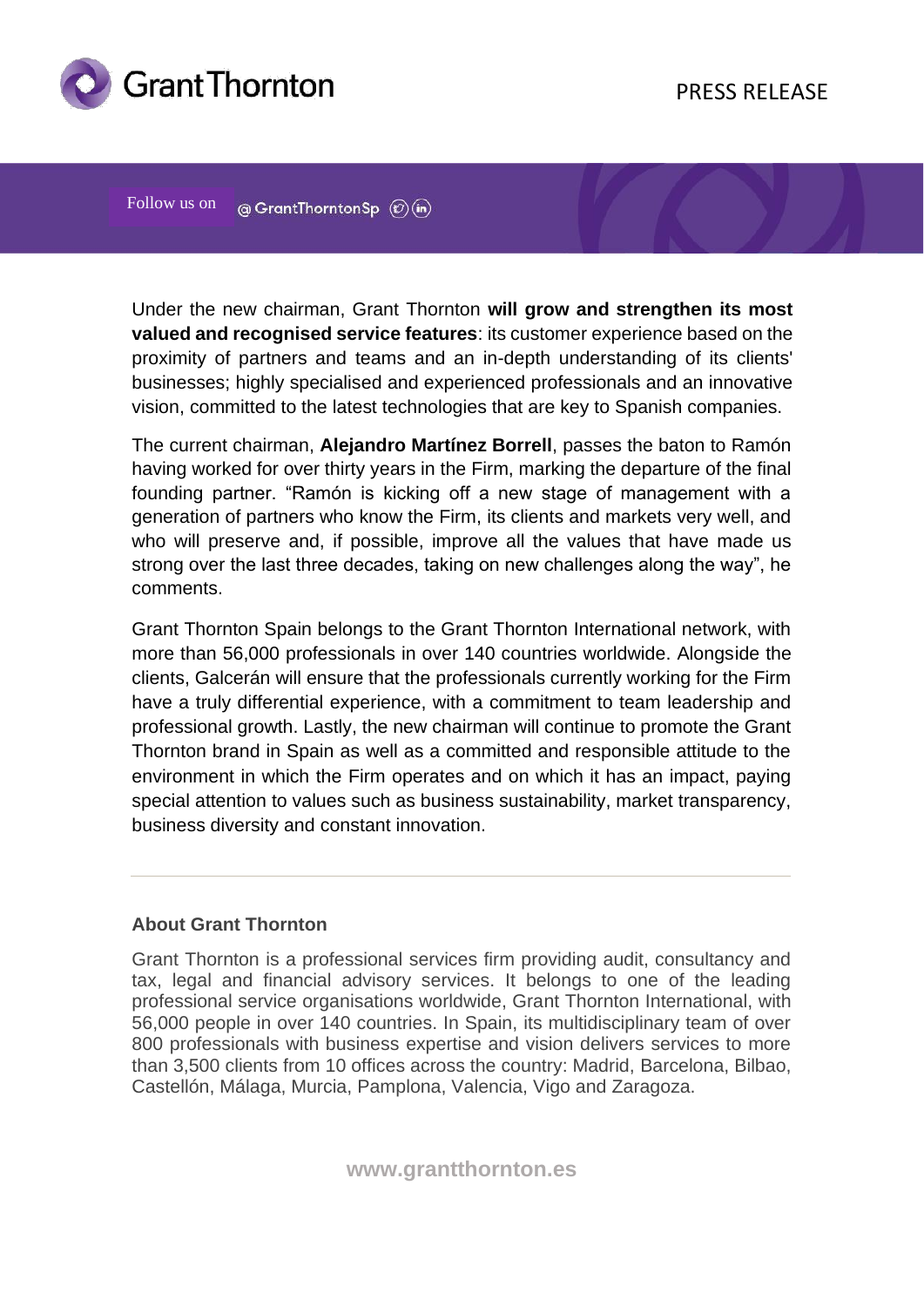Under the new chairman, Grant Thornton **will grow and strengthen its most valued and recognised service features**: its customer experience based on the proximity of partners and teams and an in-depth understanding of its clients' businesses; highly specialised and experienced professionals and an innovative vision, committed to the latest technologies that are key to Spanish companies.

The current chairman, **Alejandro Martínez Borrell**, passes the baton to Ramón having worked for over thirty years in the Firm, marking the departure of the final founding partner. "Ramón is kicking off a new stage of management with a generation of partners who know the Firm, its clients and markets very well, and who will preserve and, if possible, improve all the values that have made us strong over the last three decades, taking on new challenges along the way", he comments.

Grant Thornton Spain belongs to the Grant Thornton International network, with more than 56,000 professionals in over 140 countries worldwide. Alongside the clients, Galcerán will ensure that the professionals currently working for the Firm have a truly differential experience, with a commitment to team leadership and professional growth. Lastly, the new chairman will continue to promote the Grant Thornton brand in Spain as well as a committed and responsible attitude to the environment in which the Firm operates and on which it has an impact, paying special attention to values such as business sustainability, market transparency, business diversity and constant innovation.

---

**About Grant Thornton**

Grant Thornton is a professional services firm providing audit, consultancy and tax, legal and financial advisory services. It belongs to one of the leading professional service organisations worldwide, Grant Thornton International, with 56,000 people in over 140 countries. In Spain, its multidisciplinary team of over 800 professionals with business expertise and vision delivers services to more than 3,500 clients from 10 offices across the country: Madrid, Barcelona, Bilbao, Castellón, Málaga, Murcia, Pamplona, Valencia, Vigo and Zaragoza.

**www.grantthornton.es**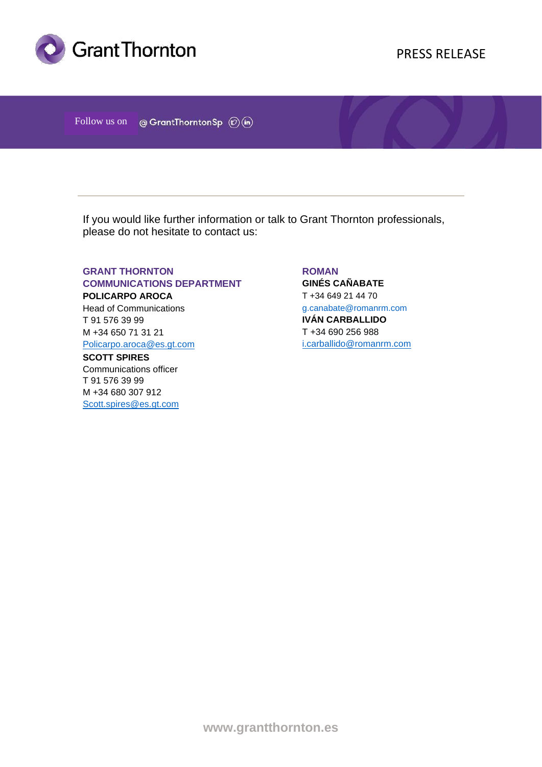If you would like further information or talk to Grant Thornton professionals, please do not hesitate to contact us:

**GRANT THORNTON COMMUNICATIONS DEPARTMENT**

**POLICARPO AROCA**
Head of Communications
T 91 576 39 99
M +34 650 71 31 21
Policarpo.aroca@es.gt.com

**SCOTT SPIRES**
Communications officer
T 91 576 39 99
M +34 680 307 912
Scott.spires@es.gt.com

**ROMAN**

**GINÉS CAÑABATE**
T +34 649 21 44 70
g.canabate@romanrm.com

**IVÁN CARBALLIDO**
T +34 690 256 988
i.carballido@romanrm.com